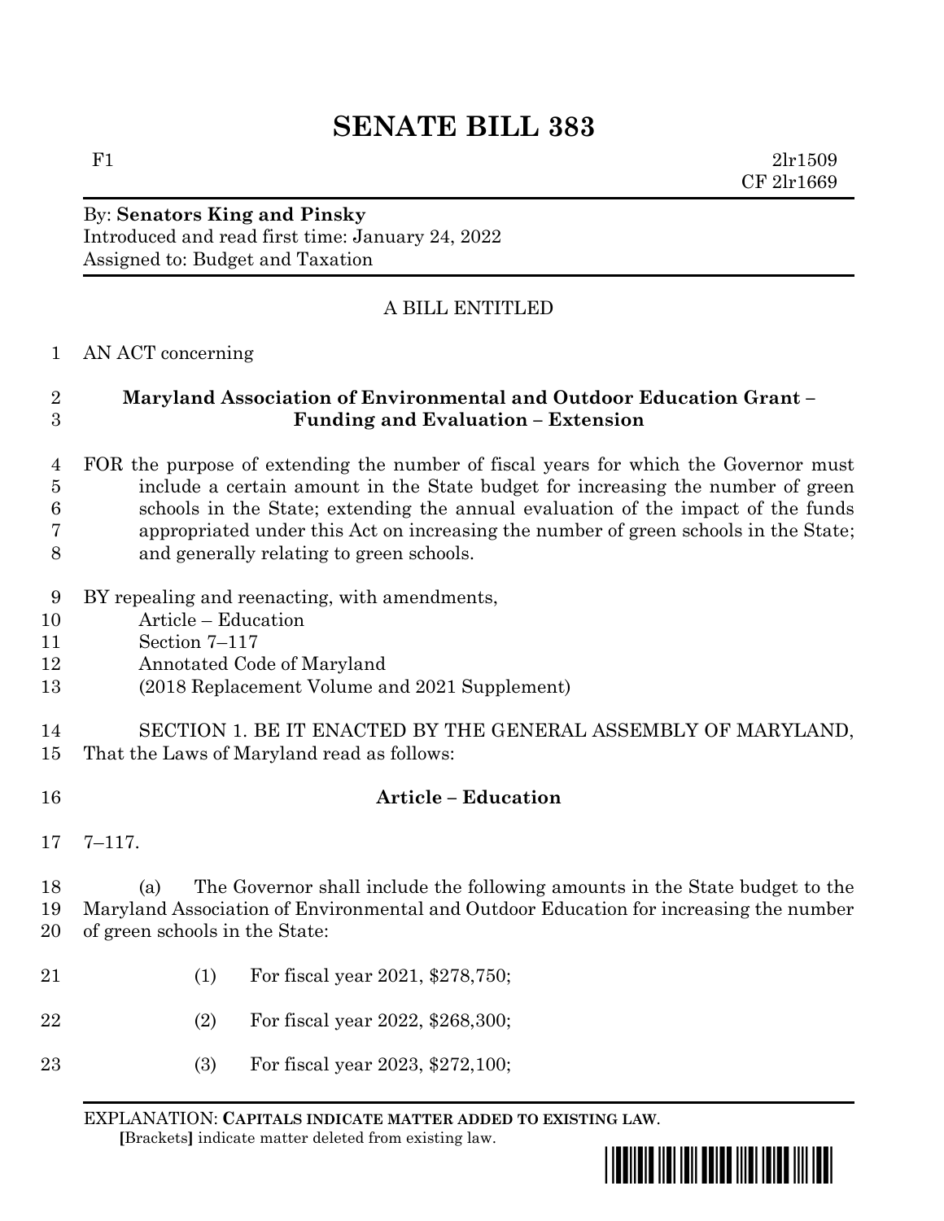# SENATE BILL 383

F1 2lr1509
CF 2lr1669

By: **Senators King and Pinsky**
Introduced and read first time: January 24, 2022
Assigned to: Budget and Taxation

A BILL ENTITLED

AN ACT concerning

**Maryland Association of Environmental and Outdoor Education Grant – Funding and Evaluation – Extension**

FOR the purpose of extending the number of fiscal years for which the Governor must include a certain amount in the State budget for increasing the number of green schools in the State; extending the annual evaluation of the impact of the funds appropriated under this Act on increasing the number of green schools in the State; and generally relating to green schools.

BY repealing and reenacting, with amendments,
Article – Education
Section 7–117
Annotated Code of Maryland
(2018 Replacement Volume and 2021 Supplement)

SECTION 1. BE IT ENACTED BY THE GENERAL ASSEMBLY OF MARYLAND, That the Laws of Maryland read as follows:

**Article – Education**

7–117.

(a) The Governor shall include the following amounts in the State budget to the Maryland Association of Environmental and Outdoor Education for increasing the number of green schools in the State:

(1) For fiscal year 2021, $278,750;

(2) For fiscal year 2022, $268,300;

(3) For fiscal year 2023, $272,100;

EXPLANATION: **CAPITALS INDICATE MATTER ADDED TO EXISTING LAW.**
**[**Brackets**]** indicate matter deleted from existing law.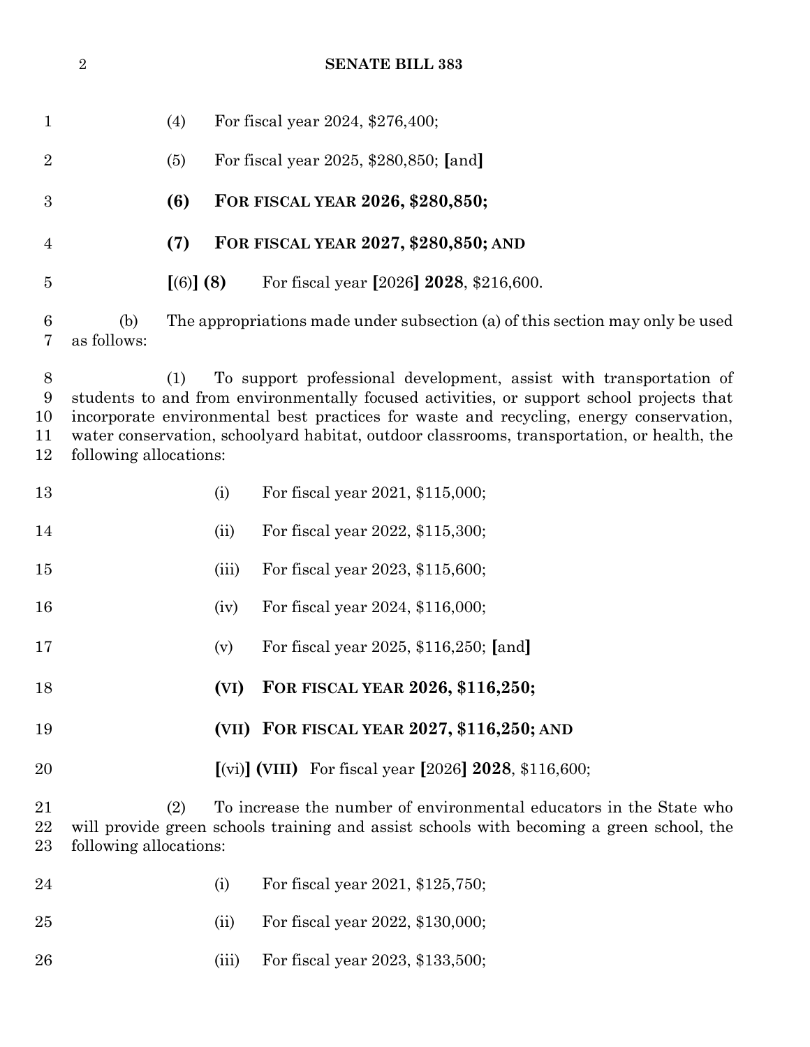(4) For fiscal year 2024, $276,400;

(5) For fiscal year 2025, $280,850; [and]

**(6) FOR FISCAL YEAR 2026, $280,850;**

**(7) FOR FISCAL YEAR 2027, $280,850; AND**

[(6)] **(8)** For fiscal year [2026] **2028**, $216,600.

(b) The appropriations made under subsection (a) of this section may only be used as follows:

(1) To support professional development, assist with transportation of students to and from environmentally focused activities, or support school projects that incorporate environmental best practices for waste and recycling, energy conservation, water conservation, schoolyard habitat, outdoor classrooms, transportation, or health, the following allocations:

(i) For fiscal year 2021, $115,000;

(ii) For fiscal year 2022, $115,300;

(iii) For fiscal year 2023, $115,600;

(iv) For fiscal year 2024, $116,000;

(v) For fiscal year 2025, $116,250; [and]

**(VI) FOR FISCAL YEAR 2026, $116,250;**

**(VII) FOR FISCAL YEAR 2027, $116,250; AND**

[(vi)] **(VIII)** For fiscal year [2026] **2028**, $116,600;

(2) To increase the number of environmental educators in the State who will provide green schools training and assist schools with becoming a green school, the following allocations:

(i) For fiscal year 2021, $125,750;

(ii) For fiscal year 2022, $130,000;

(iii) For fiscal year 2023, $133,500;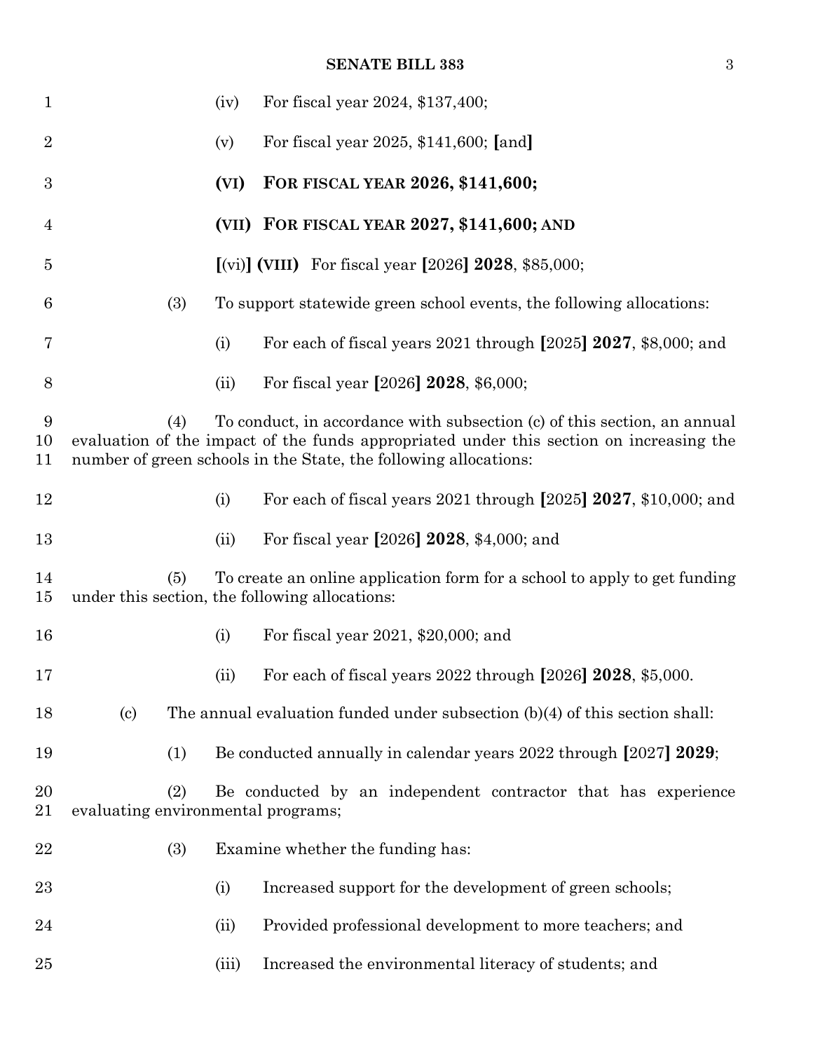(iv) For fiscal year 2024, $137,400;

(v) For fiscal year 2025, $141,600; [and]

**(VI) FOR FISCAL YEAR 2026, $141,600;**

**(VII) FOR FISCAL YEAR 2027, $141,600; AND**

[(vi)] **(VIII)** For fiscal year [2026] **2028**, $85,000;

(3) To support statewide green school events, the following allocations:

(i) For each of fiscal years 2021 through [2025] **2027**, $8,000; and

(ii) For fiscal year [2026] **2028**, $6,000;

(4) To conduct, in accordance with subsection (c) of this section, an annual evaluation of the impact of the funds appropriated under this section on increasing the number of green schools in the State, the following allocations:

(i) For each of fiscal years 2021 through [2025] **2027**, $10,000; and

(ii) For fiscal year [2026] **2028**, $4,000; and

(5) To create an online application form for a school to apply to get funding under this section, the following allocations:

(i) For fiscal year 2021, $20,000; and

(ii) For each of fiscal years 2022 through [2026] **2028**, $5,000.

(c) The annual evaluation funded under subsection (b)(4) of this section shall:

(1) Be conducted annually in calendar years 2022 through [2027] **2029**;

(2) Be conducted by an independent contractor that has experience evaluating environmental programs;

(3) Examine whether the funding has:

(i) Increased support for the development of green schools;

(ii) Provided professional development to more teachers; and

(iii) Increased the environmental literacy of students; and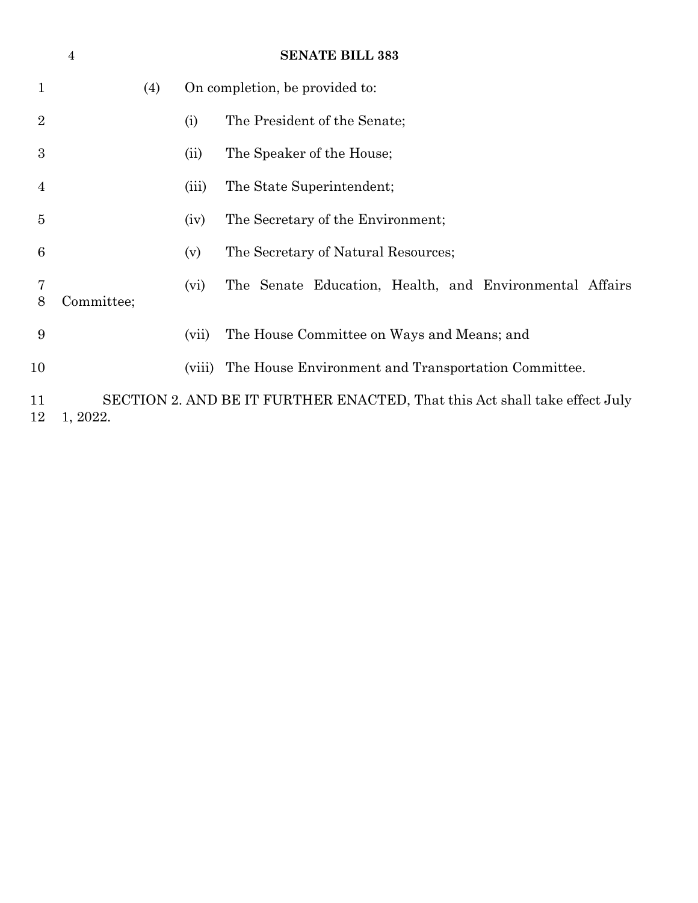(4) On completion, be provided to:

(i) The President of the Senate;

(ii) The Speaker of the House;

(iii) The State Superintendent;

(iv) The Secretary of the Environment;

(v) The Secretary of Natural Resources;

(vi) The Senate Education, Health, and Environmental Affairs Committee;

(vii) The House Committee on Ways and Means; and

(viii) The House Environment and Transportation Committee.

SECTION 2. AND BE IT FURTHER ENACTED, That this Act shall take effect July 1, 2022.